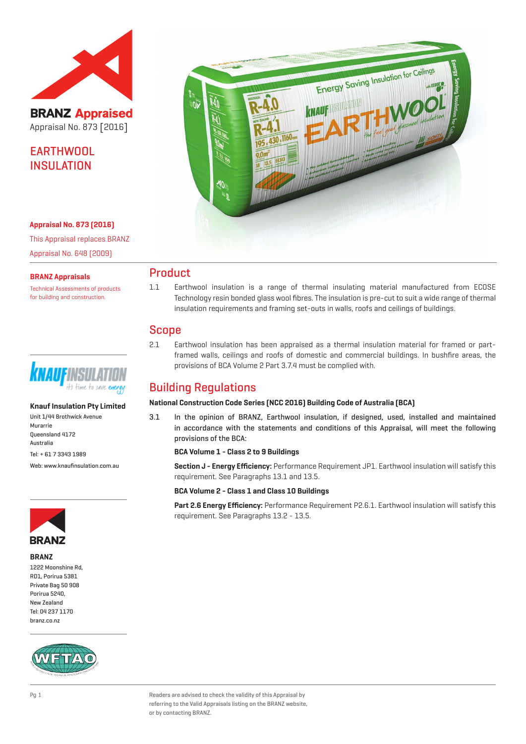**BRANZ Appraised**

Appraisal No. 873 [2016]

# EARTHWOOL INSULATION

**Appraisal No. 873 [2016]**

This Appraisal replaces BRANZ Appraisal No. 648 [2009]

**BRANZ Appraisals**

Technical Assessments of products for building and construction.

**Knauf Insulation Pty Limited**

Unit 1/44 Brothwick Avenue
Murarrie
Queensland 4172
Australia

Tel: + 61 7 3343 1989

Web: www.knaufinsulation.com.au

**BRANZ**

1222 Moonshine Rd,
RD1, Porirua 5381
Private Bag 50 908
Porirua 5240,
New Zealand
Tel: 04 237 1170
branz.co.nz

## Product

1.1 Earthwool insulation is a range of thermal insulating material manufactured from ECOSE Technology resin bonded glass wool fibres. The insulation is pre-cut to suit a wide range of thermal insulation requirements and framing set-outs in walls, roofs and ceilings of buildings.

## Scope

2.1 Earthwool insulation has been appraised as a thermal insulation material for framed or part-framed walls, ceilings and roofs of domestic and commercial buildings. In bushfire areas, the provisions of BCA Volume 2 Part 3.7.4 must be complied with.

## Building Regulations

**National Construction Code Series (NCC 2016) Building Code of Australia (BCA)**

3.1 In the opinion of BRANZ, Earthwool insulation, if designed, used, installed and maintained in accordance with the statements and conditions of this Appraisal, will meet the following provisions of the BCA:

**BCA Volume 1 - Class 2 to 9 Buildings**

**Section J - Energy Efficiency:** Performance Requirement JP1. Earthwool insulation will satisfy this requirement. See Paragraphs 13.1 and 13.5.

**BCA Volume 2 - Class 1 and Class 10 Buildings**

**Part 2.6 Energy Efficiency:** Performance Requirement P2.6.1. Earthwool insulation will satisfy this requirement. See Paragraphs 13.2 - 13.5.

Readers are advised to check the validity of this Appraisal by referring to the Valid Appraisals listing on the BRANZ website, or by contacting BRANZ.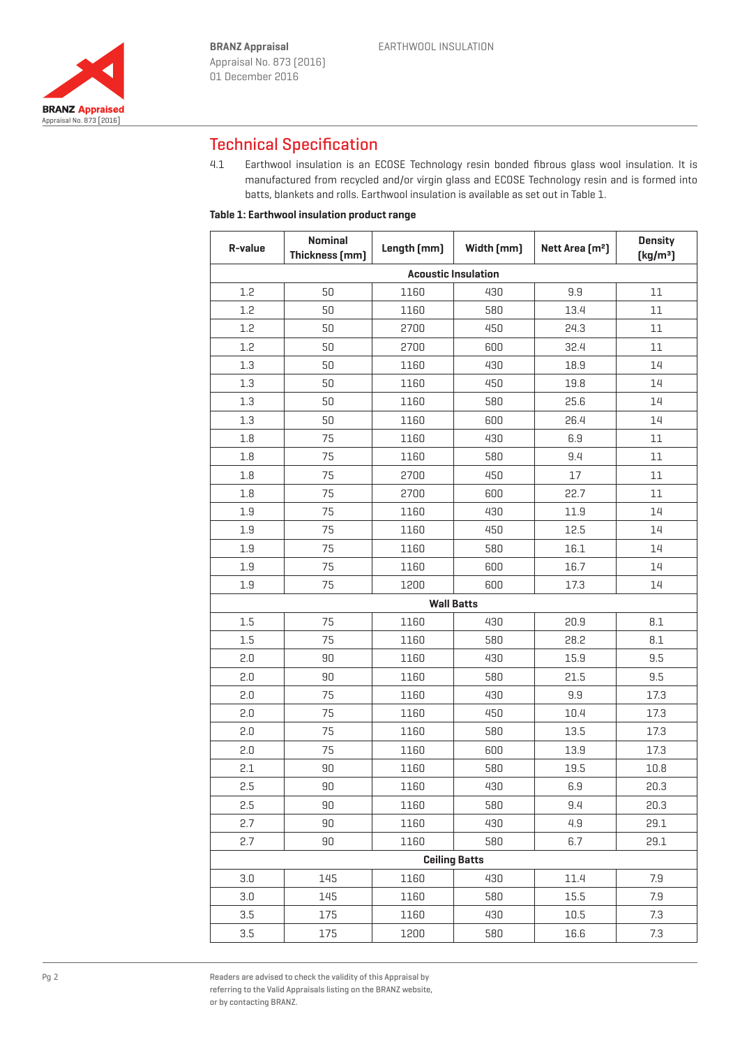## Technical Specification

4.1 Earthwool insulation is an ECOSE Technology resin bonded fibrous glass wool insulation. It is manufactured from recycled and/or virgin glass and ECOSE Technology resin and is formed into batts, blankets and rolls. Earthwool insulation is available as set out in Table 1.

**Table 1: Earthwool insulation product range**

| R-value | Nominal Thickness (mm) | Length (mm) | Width (mm) | Nett Area (m²) | Density (kg/m³) |
|---|---|---|---|---|---|
| **Acoustic Insulation** | | | | | |
| 1.2 | 50 | 1160 | 430 | 9.9 | 11 |
| 1.2 | 50 | 1160 | 580 | 13.4 | 11 |
| 1.2 | 50 | 2700 | 450 | 24.3 | 11 |
| 1.2 | 50 | 2700 | 600 | 32.4 | 11 |
| 1.3 | 50 | 1160 | 430 | 18.9 | 14 |
| 1.3 | 50 | 1160 | 450 | 19.8 | 14 |
| 1.3 | 50 | 1160 | 580 | 25.6 | 14 |
| 1.3 | 50 | 1160 | 600 | 26.4 | 14 |
| 1.8 | 75 | 1160 | 430 | 6.9 | 11 |
| 1.8 | 75 | 1160 | 580 | 9.4 | 11 |
| 1.8 | 75 | 2700 | 450 | 17 | 11 |
| 1.8 | 75 | 2700 | 600 | 22.7 | 11 |
| 1.9 | 75 | 1160 | 430 | 11.9 | 14 |
| 1.9 | 75 | 1160 | 450 | 12.5 | 14 |
| 1.9 | 75 | 1160 | 580 | 16.1 | 14 |
| 1.9 | 75 | 1160 | 600 | 16.7 | 14 |
| 1.9 | 75 | 1200 | 600 | 17.3 | 14 |
| **Wall Batts** | | | | | |
| 1.5 | 75 | 1160 | 430 | 20.9 | 8.1 |
| 1.5 | 75 | 1160 | 580 | 28.2 | 8.1 |
| 2.0 | 90 | 1160 | 430 | 15.9 | 9.5 |
| 2.0 | 90 | 1160 | 580 | 21.5 | 9.5 |
| 2.0 | 75 | 1160 | 430 | 9.9 | 17.3 |
| 2.0 | 75 | 1160 | 450 | 10.4 | 17.3 |
| 2.0 | 75 | 1160 | 580 | 13.5 | 17.3 |
| 2.0 | 75 | 1160 | 600 | 13.9 | 17.3 |
| 2.1 | 90 | 1160 | 580 | 19.5 | 10.8 |
| 2.5 | 90 | 1160 | 430 | 6.9 | 20.3 |
| 2.5 | 90 | 1160 | 580 | 9.4 | 20.3 |
| 2.7 | 90 | 1160 | 430 | 4.9 | 29.1 |
| 2.7 | 90 | 1160 | 580 | 6.7 | 29.1 |
| **Ceiling Batts** | | | | | |
| 3.0 | 145 | 1160 | 430 | 11.4 | 7.9 |
| 3.0 | 145 | 1160 | 580 | 15.5 | 7.9 |
| 3.5 | 175 | 1160 | 430 | 10.5 | 7.3 |
| 3.5 | 175 | 1200 | 580 | 16.6 | 7.3 |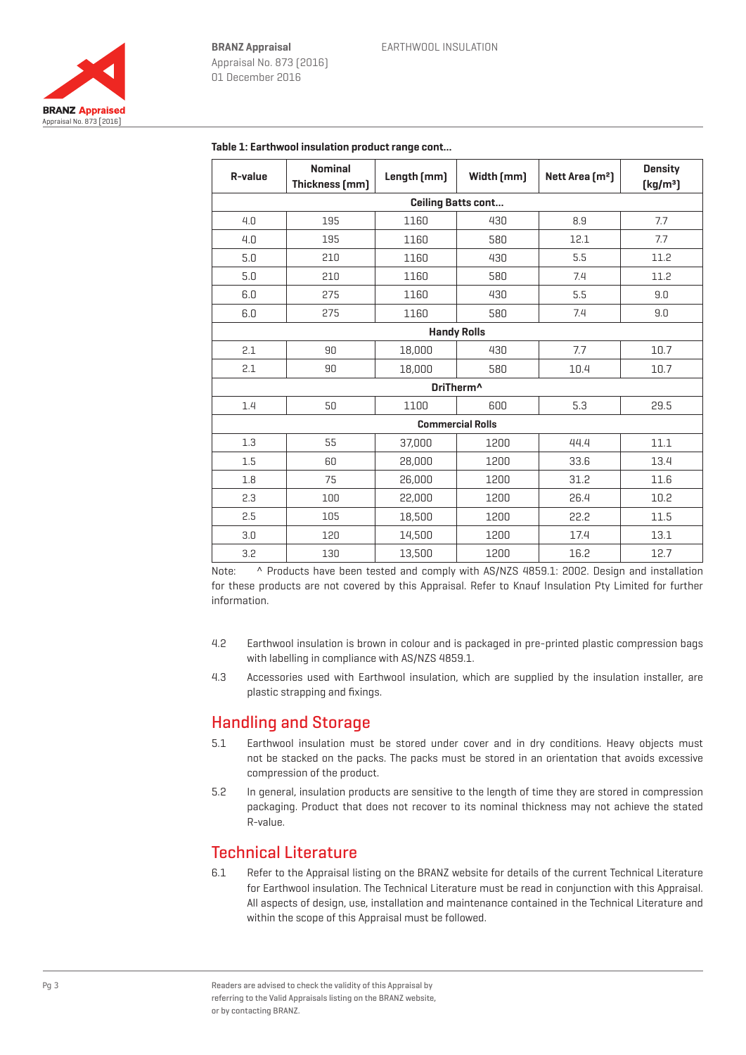**Table 1: Earthwool insulation product range cont...**

| R-value | Nominal Thickness (mm) | Length (mm) | Width (mm) | Nett Area (m²) | Density (kg/m³) |
|---|---|---|---|---|---|
| **Ceiling Batts cont...** | | | | | |
| 4.0 | 195 | 1160 | 430 | 8.9 | 7.7 |
| 4.0 | 195 | 1160 | 580 | 12.1 | 7.7 |
| 5.0 | 210 | 1160 | 430 | 5.5 | 11.2 |
| 5.0 | 210 | 1160 | 580 | 7.4 | 11.2 |
| 6.0 | 275 | 1160 | 430 | 5.5 | 9.0 |
| 6.0 | 275 | 1160 | 580 | 7.4 | 9.0 |
| **Handy Rolls** | | | | | |
| 2.1 | 90 | 18,000 | 430 | 7.7 | 10.7 |
| 2.1 | 90 | 18,000 | 580 | 10.4 | 10.7 |
| **DriTherm^** | | | | | |
| 1.4 | 50 | 1100 | 600 | 5.3 | 29.5 |
| **Commercial Rolls** | | | | | |
| 1.3 | 55 | 37,000 | 1200 | 44.4 | 11.1 |
| 1.5 | 60 | 28,000 | 1200 | 33.6 | 13.4 |
| 1.8 | 75 | 26,000 | 1200 | 31.2 | 11.6 |
| 2.3 | 100 | 22,000 | 1200 | 26.4 | 10.2 |
| 2.5 | 105 | 18,500 | 1200 | 22.2 | 11.5 |
| 3.0 | 120 | 14,500 | 1200 | 17.4 | 13.1 |
| 3.2 | 130 | 13,500 | 1200 | 16.2 | 12.7 |

Note: ^ Products have been tested and comply with AS/NZS 4859.1: 2002. Design and installation for these products are not covered by this Appraisal. Refer to Knauf Insulation Pty Limited for further information.

4.2 Earthwool insulation is brown in colour and is packaged in pre-printed plastic compression bags with labelling in compliance with AS/NZS 4859.1.

4.3 Accessories used with Earthwool insulation, which are supplied by the insulation installer, are plastic strapping and fixings.

## Handling and Storage

5.1 Earthwool insulation must be stored under cover and in dry conditions. Heavy objects must not be stacked on the packs. The packs must be stored in an orientation that avoids excessive compression of the product.

5.2 In general, insulation products are sensitive to the length of time they are stored in compression packaging. Product that does not recover to its nominal thickness may not achieve the stated R-value.

## Technical Literature

6.1 Refer to the Appraisal listing on the BRANZ website for details of the current Technical Literature for Earthwool insulation. The Technical Literature must be read in conjunction with this Appraisal. All aspects of design, use, installation and maintenance contained in the Technical Literature and within the scope of this Appraisal must be followed.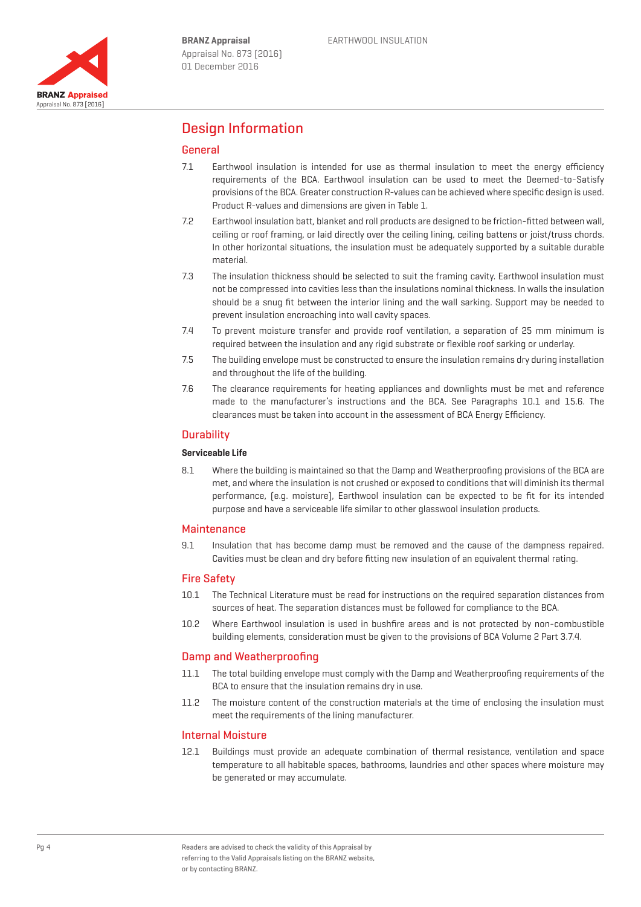# Design Information

## General

7.1 Earthwool insulation is intended for use as thermal insulation to meet the energy efficiency requirements of the BCA. Earthwool insulation can be used to meet the Deemed-to-Satisfy provisions of the BCA. Greater construction R-values can be achieved where specific design is used. Product R-values and dimensions are given in Table 1.

7.2 Earthwool insulation batt, blanket and roll products are designed to be friction-fitted between wall, ceiling or roof framing, or laid directly over the ceiling lining, ceiling battens or joist/truss chords. In other horizontal situations, the insulation must be adequately supported by a suitable durable material.

7.3 The insulation thickness should be selected to suit the framing cavity. Earthwool insulation must not be compressed into cavities less than the insulations nominal thickness. In walls the insulation should be a snug fit between the interior lining and the wall sarking. Support may be needed to prevent insulation encroaching into wall cavity spaces.

7.4 To prevent moisture transfer and provide roof ventilation, a separation of 25 mm minimum is required between the insulation and any rigid substrate or flexible roof sarking or underlay.

7.5 The building envelope must be constructed to ensure the insulation remains dry during installation and throughout the life of the building.

7.6 The clearance requirements for heating appliances and downlights must be met and reference made to the manufacturer's instructions and the BCA. See Paragraphs 10.1 and 15.6. The clearances must be taken into account in the assessment of BCA Energy Efficiency.

## Durability

### Serviceable Life

8.1 Where the building is maintained so that the Damp and Weatherproofing provisions of the BCA are met, and where the insulation is not crushed or exposed to conditions that will diminish its thermal performance, (e.g. moisture), Earthwool insulation can be expected to be fit for its intended purpose and have a serviceable life similar to other glasswool insulation products.

## Maintenance

9.1 Insulation that has become damp must be removed and the cause of the dampness repaired. Cavities must be clean and dry before fitting new insulation of an equivalent thermal rating.

## Fire Safety

10.1 The Technical Literature must be read for instructions on the required separation distances from sources of heat. The separation distances must be followed for compliance to the BCA.

10.2 Where Earthwool insulation is used in bushfire areas and is not protected by non-combustible building elements, consideration must be given to the provisions of BCA Volume 2 Part 3.7.4.

## Damp and Weatherproofing

11.1 The total building envelope must comply with the Damp and Weatherproofing requirements of the BCA to ensure that the insulation remains dry in use.

11.2 The moisture content of the construction materials at the time of enclosing the insulation must meet the requirements of the lining manufacturer.

## Internal Moisture

12.1 Buildings must provide an adequate combination of thermal resistance, ventilation and space temperature to all habitable spaces, bathrooms, laundries and other spaces where moisture may be generated or may accumulate.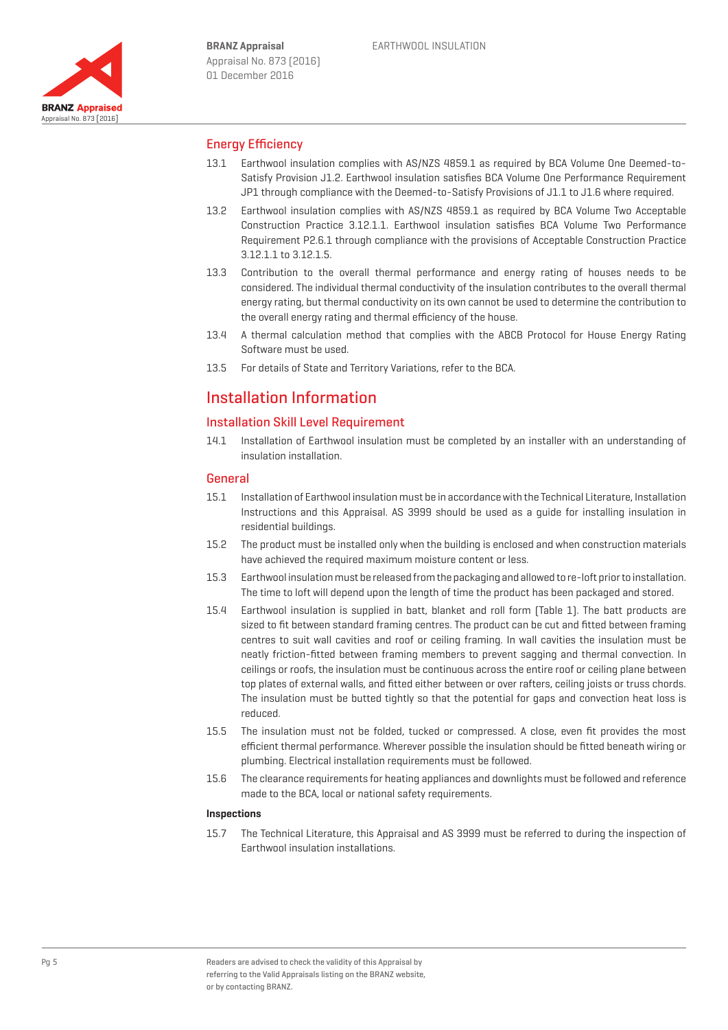## Energy Efficiency

13.1 Earthwool insulation complies with AS/NZS 4859.1 as required by BCA Volume One Deemed-to-Satisfy Provision J1.2. Earthwool insulation satisfies BCA Volume One Performance Requirement JP1 through compliance with the Deemed-to-Satisfy Provisions of J1.1 to J1.6 where required.

13.2 Earthwool insulation complies with AS/NZS 4859.1 as required by BCA Volume Two Acceptable Construction Practice 3.12.1.1. Earthwool insulation satisfies BCA Volume Two Performance Requirement P2.6.1 through compliance with the provisions of Acceptable Construction Practice 3.12.1.1 to 3.12.1.5.

13.3 Contribution to the overall thermal performance and energy rating of houses needs to be considered. The individual thermal conductivity of the insulation contributes to the overall thermal energy rating, but thermal conductivity on its own cannot be used to determine the contribution to the overall energy rating and thermal efficiency of the house.

13.4 A thermal calculation method that complies with the ABCB Protocol for House Energy Rating Software must be used.

13.5 For details of State and Territory Variations, refer to the BCA.

# Installation Information

## Installation Skill Level Requirement

14.1 Installation of Earthwool insulation must be completed by an installer with an understanding of insulation installation.

## General

15.1 Installation of Earthwool insulation must be in accordance with the Technical Literature, Installation Instructions and this Appraisal. AS 3999 should be used as a guide for installing insulation in residential buildings.

15.2 The product must be installed only when the building is enclosed and when construction materials have achieved the required maximum moisture content or less.

15.3 Earthwool insulation must be released from the packaging and allowed to re-loft prior to installation. The time to loft will depend upon the length of time the product has been packaged and stored.

15.4 Earthwool insulation is supplied in batt, blanket and roll form (Table 1). The batt products are sized to fit between standard framing centres. The product can be cut and fitted between framing centres to suit wall cavities and roof or ceiling framing. In wall cavities the insulation must be neatly friction-fitted between framing members to prevent sagging and thermal convection. In ceilings or roofs, the insulation must be continuous across the entire roof or ceiling plane between top plates of external walls, and fitted either between or over rafters, ceiling joists or truss chords. The insulation must be butted tightly so that the potential for gaps and convection heat loss is reduced.

15.5 The insulation must not be folded, tucked or compressed. A close, even fit provides the most efficient thermal performance. Wherever possible the insulation should be fitted beneath wiring or plumbing. Electrical installation requirements must be followed.

15.6 The clearance requirements for heating appliances and downlights must be followed and reference made to the BCA, local or national safety requirements.

**Inspections**

15.7 The Technical Literature, this Appraisal and AS 3999 must be referred to during the inspection of Earthwool insulation installations.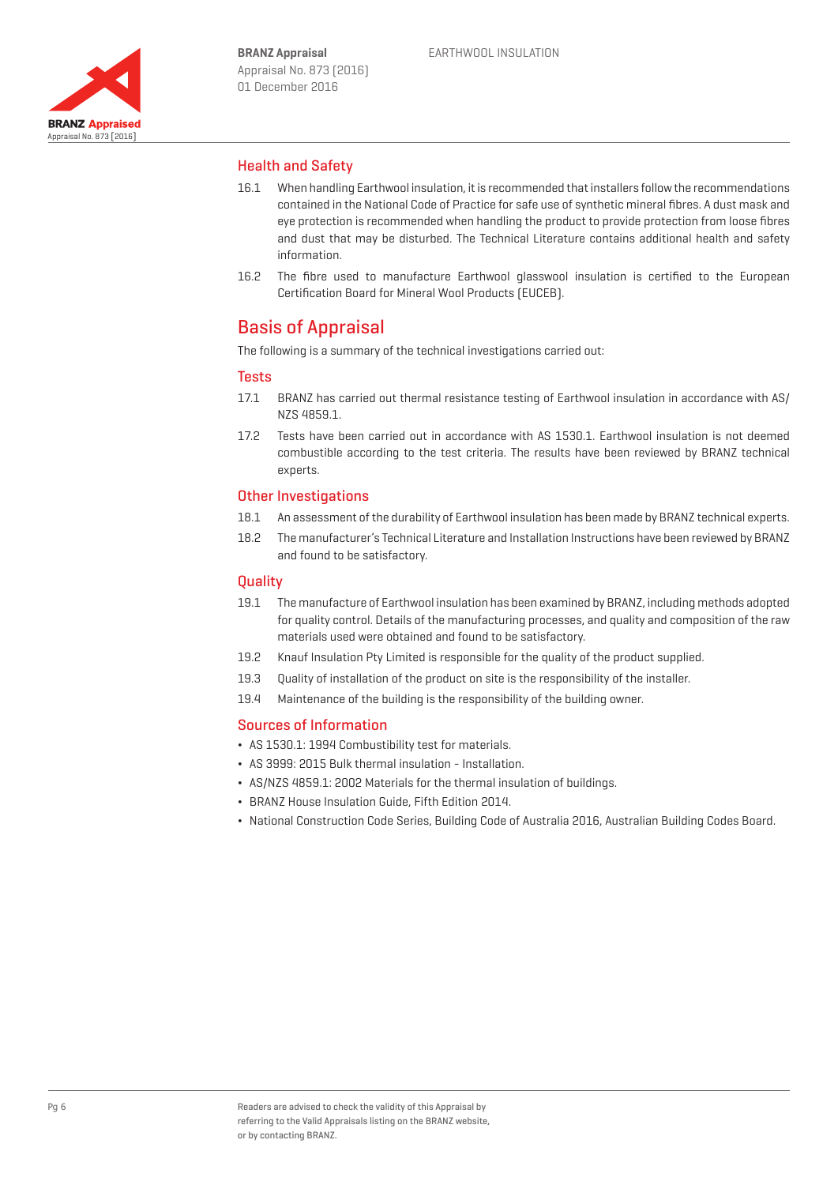## Health and Safety

16.1 When handling Earthwool insulation, it is recommended that installers follow the recommendations contained in the National Code of Practice for safe use of synthetic mineral fibres. A dust mask and eye protection is recommended when handling the product to provide protection from loose fibres and dust that may be disturbed. The Technical Literature contains additional health and safety information.

16.2 The fibre used to manufacture Earthwool glasswool insulation is certified to the European Certification Board for Mineral Wool Products (EUCEB).

# Basis of Appraisal

The following is a summary of the technical investigations carried out:

## Tests

17.1 BRANZ has carried out thermal resistance testing of Earthwool insulation in accordance with AS/NZS 4859.1.

17.2 Tests have been carried out in accordance with AS 1530.1. Earthwool insulation is not deemed combustible according to the test criteria. The results have been reviewed by BRANZ technical experts.

## Other Investigations

18.1 An assessment of the durability of Earthwool insulation has been made by BRANZ technical experts.

18.2 The manufacturer's Technical Literature and Installation Instructions have been reviewed by BRANZ and found to be satisfactory.

## Quality

19.1 The manufacture of Earthwool insulation has been examined by BRANZ, including methods adopted for quality control. Details of the manufacturing processes, and quality and composition of the raw materials used were obtained and found to be satisfactory.

19.2 Knauf Insulation Pty Limited is responsible for the quality of the product supplied.

19.3 Quality of installation of the product on site is the responsibility of the installer.

19.4 Maintenance of the building is the responsibility of the building owner.

## Sources of Information

- AS 1530.1: 1994 Combustibility test for materials.
- AS 3999: 2015 Bulk thermal insulation - Installation.
- AS/NZS 4859.1: 2002 Materials for the thermal insulation of buildings.
- BRANZ House Insulation Guide, Fifth Edition 2014.
- National Construction Code Series, Building Code of Australia 2016, Australian Building Codes Board.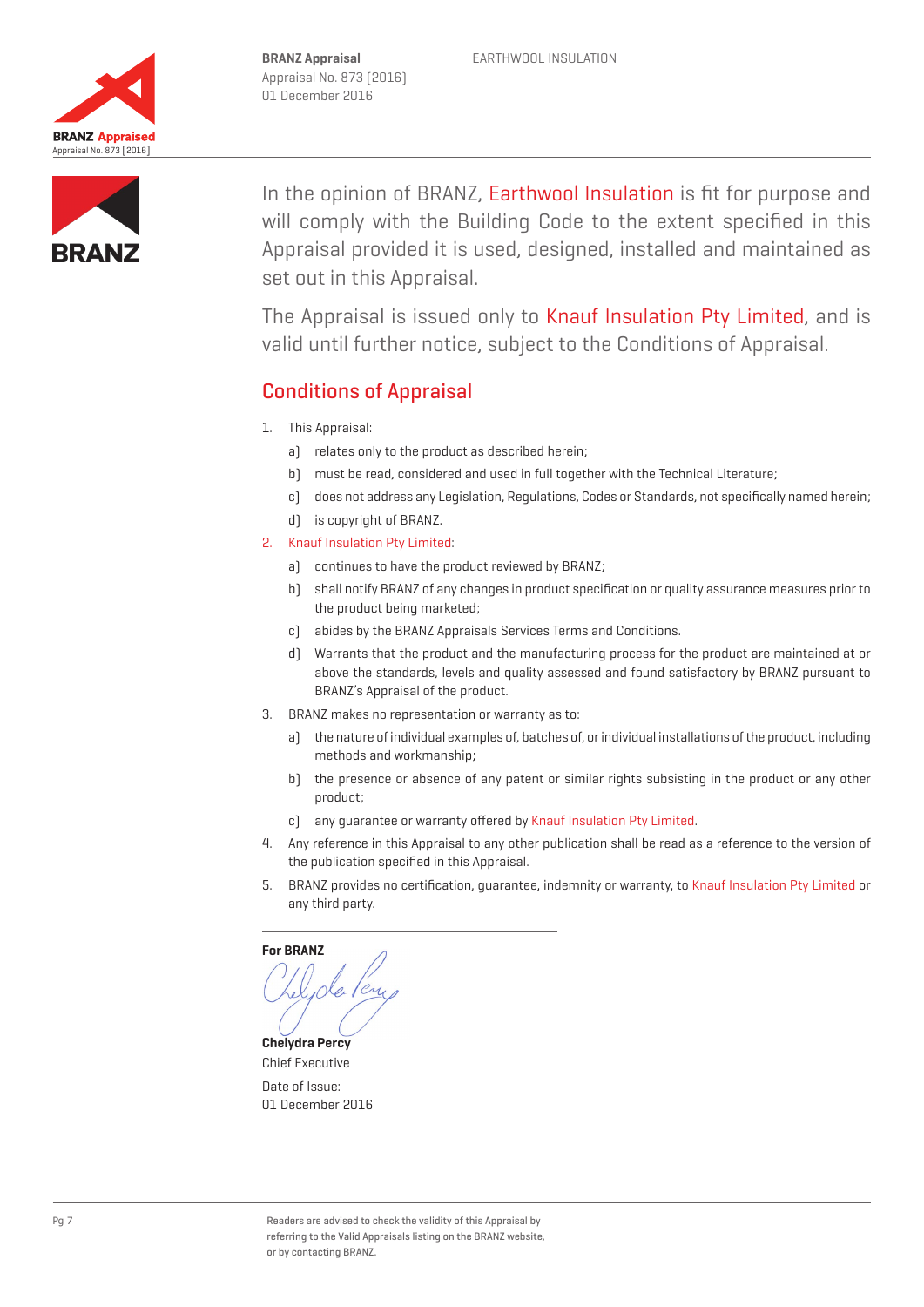In the opinion of BRANZ, Earthwool Insulation is fit for purpose and will comply with the Building Code to the extent specified in this Appraisal provided it is used, designed, installed and maintained as set out in this Appraisal.

The Appraisal is issued only to Knauf Insulation Pty Limited, and is valid until further notice, subject to the Conditions of Appraisal.

## Conditions of Appraisal

1. This Appraisal:
   a) relates only to the product as described herein;
   b) must be read, considered and used in full together with the Technical Literature;
   c) does not address any Legislation, Regulations, Codes or Standards, not specifically named herein;
   d) is copyright of BRANZ.
2. Knauf Insulation Pty Limited:
   a) continues to have the product reviewed by BRANZ;
   b) shall notify BRANZ of any changes in product specification or quality assurance measures prior to the product being marketed;
   c) abides by the BRANZ Appraisals Services Terms and Conditions.
   d) Warrants that the product and the manufacturing process for the product are maintained at or above the standards, levels and quality assessed and found satisfactory by BRANZ pursuant to BRANZ's Appraisal of the product.
3. BRANZ makes no representation or warranty as to:
   a) the nature of individual examples of, batches of, or individual installations of the product, including methods and workmanship;
   b) the presence or absence of any patent or similar rights subsisting in the product or any other product;
   c) any guarantee or warranty offered by Knauf Insulation Pty Limited.
4. Any reference in this Appraisal to any other publication shall be read as a reference to the version of the publication specified in this Appraisal.
5. BRANZ provides no certification, guarantee, indemnity or warranty, to Knauf Insulation Pty Limited or any third party.

**For BRANZ**

**Chelydra Percy**
Chief Executive

Date of Issue:
01 December 2016

Readers are advised to check the validity of this Appraisal by referring to the Valid Appraisals listing on the BRANZ website, or by contacting BRANZ.